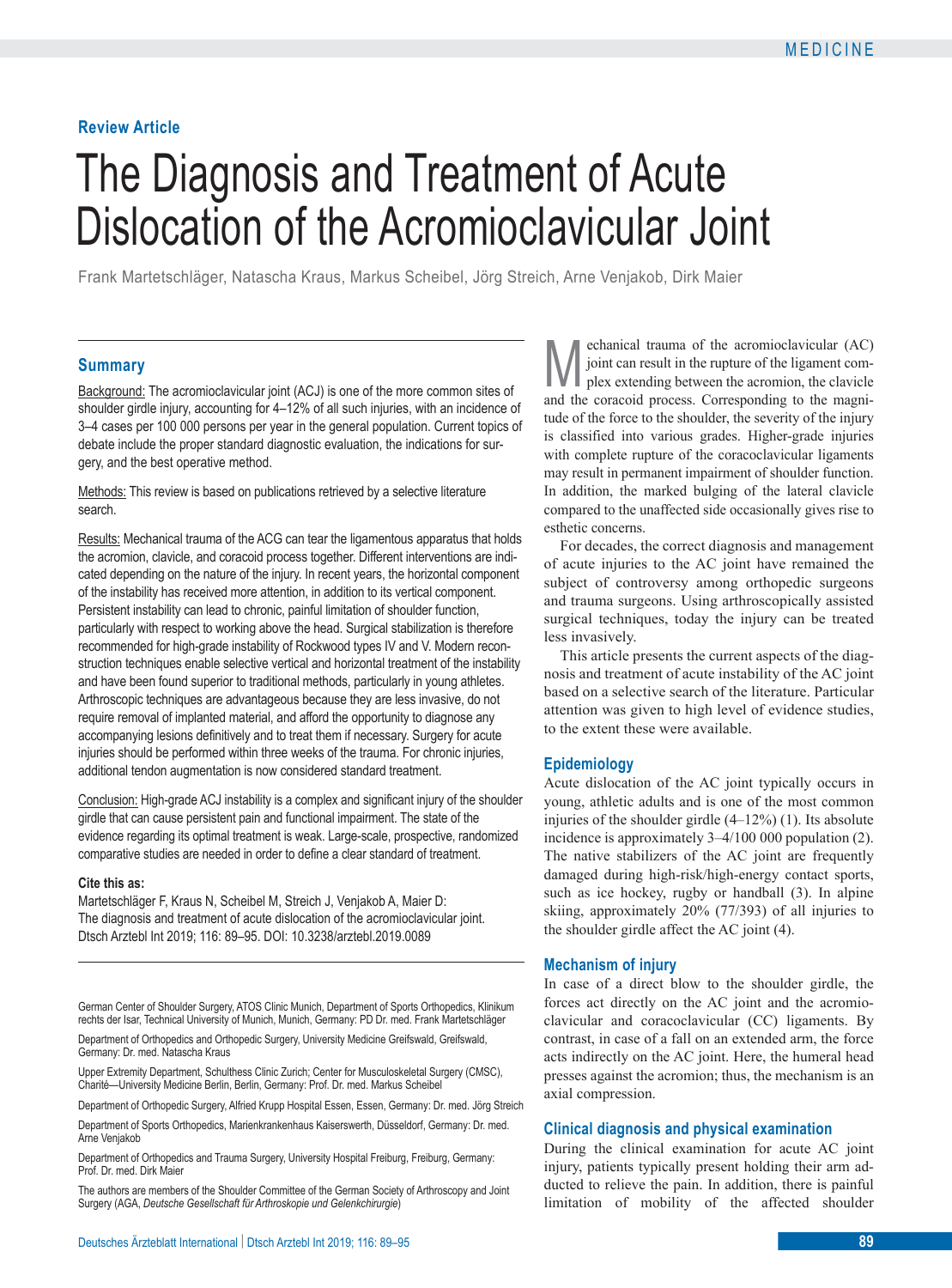MEDICINE

**Review Article**

# The Diagnosis and Treatment of Acute Dislocation of the Acromioclavicular Joint

Frank Martetschläger, Natascha Kraus, Markus Scheibel, Jörg Streich, Arne Venjakob, Dirk Maier

## Summary

Background: The acromioclavicular joint (ACJ) is one of the more common sites of shoulder girdle injury, accounting for 4–12% of all such injuries, with an incidence of 3–4 cases per 100 000 persons per year in the general population. Current topics of debate include the proper standard diagnostic evaluation, the indications for surgery, and the best operative method.

Methods: This review is based on publications retrieved by a selective literature search.

Results: Mechanical trauma of the ACG can tear the ligamentous apparatus that holds the acromion, clavicle, and coracoid process together. Different interventions are indicated depending on the nature of the injury. In recent years, the horizontal component of the instability has received more attention, in addition to its vertical component. Persistent instability can lead to chronic, painful limitation of shoulder function, particularly with respect to working above the head. Surgical stabilization is therefore recommended for high-grade instability of Rockwood types IV and V. Modern reconstruction techniques enable selective vertical and horizontal treatment of the instability and have been found superior to traditional methods, particularly in young athletes. Arthroscopic techniques are advantageous because they are less invasive, do not require removal of implanted material, and afford the opportunity to diagnose any accompanying lesions definitively and to treat them if necessary. Surgery for acute injuries should be performed within three weeks of the trauma. For chronic injuries, additional tendon augmentation is now considered standard treatment.

Conclusion: High-grade ACJ instability is a complex and significant injury of the shoulder girdle that can cause persistent pain and functional impairment. The state of the evidence regarding its optimal treatment is weak. Large-scale, prospective, randomized comparative studies are needed in order to define a clear standard of treatment.

**Cite this as:**
Martetschläger F, Kraus N, Scheibel M, Streich J, Venjakob A, Maier D: The diagnosis and treatment of acute dislocation of the acromioclavicular joint. Dtsch Arztebl Int 2019; 116: 89–95. DOI: 10.3238/arztebl.2019.0089

German Center of Shoulder Surgery, ATOS Clinic Munich, Department of Sports Orthopedics, Klinikum rechts der Isar, Technical University of Munich, Munich, Germany: PD Dr. med. Frank Martetschläger

Department of Orthopedics and Orthopedic Surgery, University Medicine Greifswald, Greifswald, Germany: Dr. med. Natascha Kraus

Upper Extremity Department, Schulthess Clinic Zurich; Center for Musculoskeletal Surgery (CMSC), Charité—University Medicine Berlin, Berlin, Germany: Prof. Dr. med. Markus Scheibel

Department of Orthopedic Surgery, Alfried Krupp Hospital Essen, Essen, Germany: Dr. med. Jörg Streich

Department of Sports Orthopedics, Marienkrankenhaus Kaiserswerth, Düsseldorf, Germany: Dr. med. Arne Venjakob

Department of Orthopedics and Trauma Surgery, University Hospital Freiburg, Freiburg, Germany: Prof. Dr. med. Dirk Maier

The authors are members of the Shoulder Committee of the German Society of Arthroscopy and Joint Surgery (AGA, *Deutsche Gesellschaft für Arthroskopie und Gelenkchirurgie*)

Mechanical trauma of the acromioclavicular (AC) joint can result in the rupture of the ligament complex extending between the acromion, the clavicle and the coracoid process. Corresponding to the magnitude of the force to the shoulder, the severity of the injury is classified into various grades. Higher-grade injuries with complete rupture of the coracoclavicular ligaments may result in permanent impairment of shoulder function. In addition, the marked bulging of the lateral clavicle compared to the unaffected side occasionally gives rise to esthetic concerns.

For decades, the correct diagnosis and management of acute injuries to the AC joint have remained the subject of controversy among orthopedic surgeons and trauma surgeons. Using arthroscopically assisted surgical techniques, today the injury can be treated less invasively.

This article presents the current aspects of the diagnosis and treatment of acute instability of the AC joint based on a selective search of the literature. Particular attention was given to high level of evidence studies, to the extent these were available.

## Epidemiology

Acute dislocation of the AC joint typically occurs in young, athletic adults and is one of the most common injuries of the shoulder girdle (4–12%) (1). Its absolute incidence is approximately 3–4/100 000 population (2). The native stabilizers of the AC joint are frequently damaged during high-risk/high-energy contact sports, such as ice hockey, rugby or handball (3). In alpine skiing, approximately 20% (77/393) of all injuries to the shoulder girdle affect the AC joint (4).

## Mechanism of injury

In case of a direct blow to the shoulder girdle, the forces act directly on the AC joint and the acromioclavicular and coracoclavicular (CC) ligaments. By contrast, in case of a fall on an extended arm, the force acts indirectly on the AC joint. Here, the humeral head presses against the acromion; thus, the mechanism is an axial compression.

## Clinical diagnosis and physical examination

During the clinical examination for acute AC joint injury, patients typically present holding their arm adducted to relieve the pain. In addition, there is painful limitation of mobility of the affected shoulder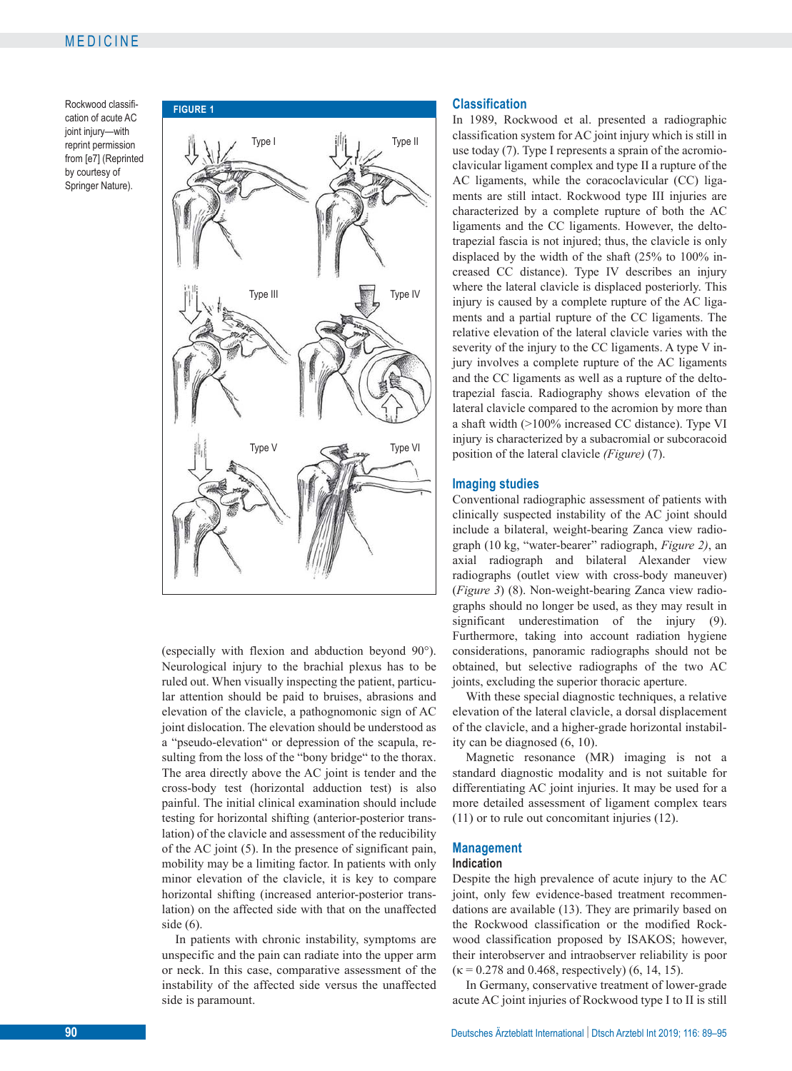**FIGURE 1**

Rockwood classification of acute AC joint injury—with reprint permission from [e7] (Reprinted by courtesy of Springer Nature).

(especially with flexion and abduction beyond 90°). Neurological injury to the brachial plexus has to be ruled out. When visually inspecting the patient, particular attention should be paid to bruises, abrasions and elevation of the clavicle, a pathognomonic sign of AC joint dislocation. The elevation should be understood as a "pseudo-elevation" or depression of the scapula, resulting from the loss of the "bony bridge" to the thorax. The area directly above the AC joint is tender and the cross-body test (horizontal adduction test) is also painful. The initial clinical examination should include testing for horizontal shifting (anterior-posterior translation) of the clavicle and assessment of the reducibility of the AC joint (5). In the presence of significant pain, mobility may be a limiting factor. In patients with only minor elevation of the clavicle, it is key to compare horizontal shifting (increased anterior-posterior translation) on the affected side with that on the unaffected side (6).

In patients with chronic instability, symptoms are unspecific and the pain can radiate into the upper arm or neck. In this case, comparative assessment of the instability of the affected side versus the unaffected side is paramount.

## Classification

In 1989, Rockwood et al. presented a radiographic classification system for AC joint injury which is still in use today (7). Type I represents a sprain of the acromioclavicular ligament complex and type II a rupture of the AC ligaments, while the coracoclavicular (CC) ligaments are still intact. Rockwood type III injuries are characterized by a complete rupture of both the AC ligaments and the CC ligaments. However, the deltotrapezial fascia is not injured; thus, the clavicle is only displaced by the width of the shaft (25% to 100% increased CC distance). Type IV describes an injury where the lateral clavicle is displaced posteriorly. This injury is caused by a complete rupture of the AC ligaments and a partial rupture of the CC ligaments. The relative elevation of the lateral clavicle varies with the severity of the injury to the CC ligaments. A type V injury involves a complete rupture of the AC ligaments and the CC ligaments as well as a rupture of the deltotrapezial fascia. Radiography shows elevation of the lateral clavicle compared to the acromion by more than a shaft width (>100% increased CC distance). Type VI injury is characterized by a subacromial or subcoracoid position of the lateral clavicle *(Figure)* (7).

## Imaging studies

Conventional radiographic assessment of patients with clinically suspected instability of the AC joint should include a bilateral, weight-bearing Zanca view radiograph (10 kg, "water-bearer" radiograph, *Figure 2)*, an axial radiograph and bilateral Alexander view radiographs (outlet view with cross-body maneuver) (*Figure 3*) (8). Non-weight-bearing Zanca view radiographs should no longer be used, as they may result in significant underestimation of the injury (9). Furthermore, taking into account radiation hygiene considerations, panoramic radiographs should not be obtained, but selective radiographs of the two AC joints, excluding the superior thoracic aperture.

With these special diagnostic techniques, a relative elevation of the lateral clavicle, a dorsal displacement of the clavicle, and a higher-grade horizontal instability can be diagnosed (6, 10).

Magnetic resonance (MR) imaging is not a standard diagnostic modality and is not suitable for differentiating AC joint injuries. It may be used for a more detailed assessment of ligament complex tears (11) or to rule out concomitant injuries (12).

## Management

### Indication

Despite the high prevalence of acute injury to the AC joint, only few evidence-based treatment recommendations are available (13). They are primarily based on the Rockwood classification or the modified Rockwood classification proposed by ISAKOS; however, their interobserver and intraobserver reliability is poor ($\kappa = 0.278$ and $0.468$, respectively) (6, 14, 15).

In Germany, conservative treatment of lower-grade acute AC joint injuries of Rockwood type I to II is still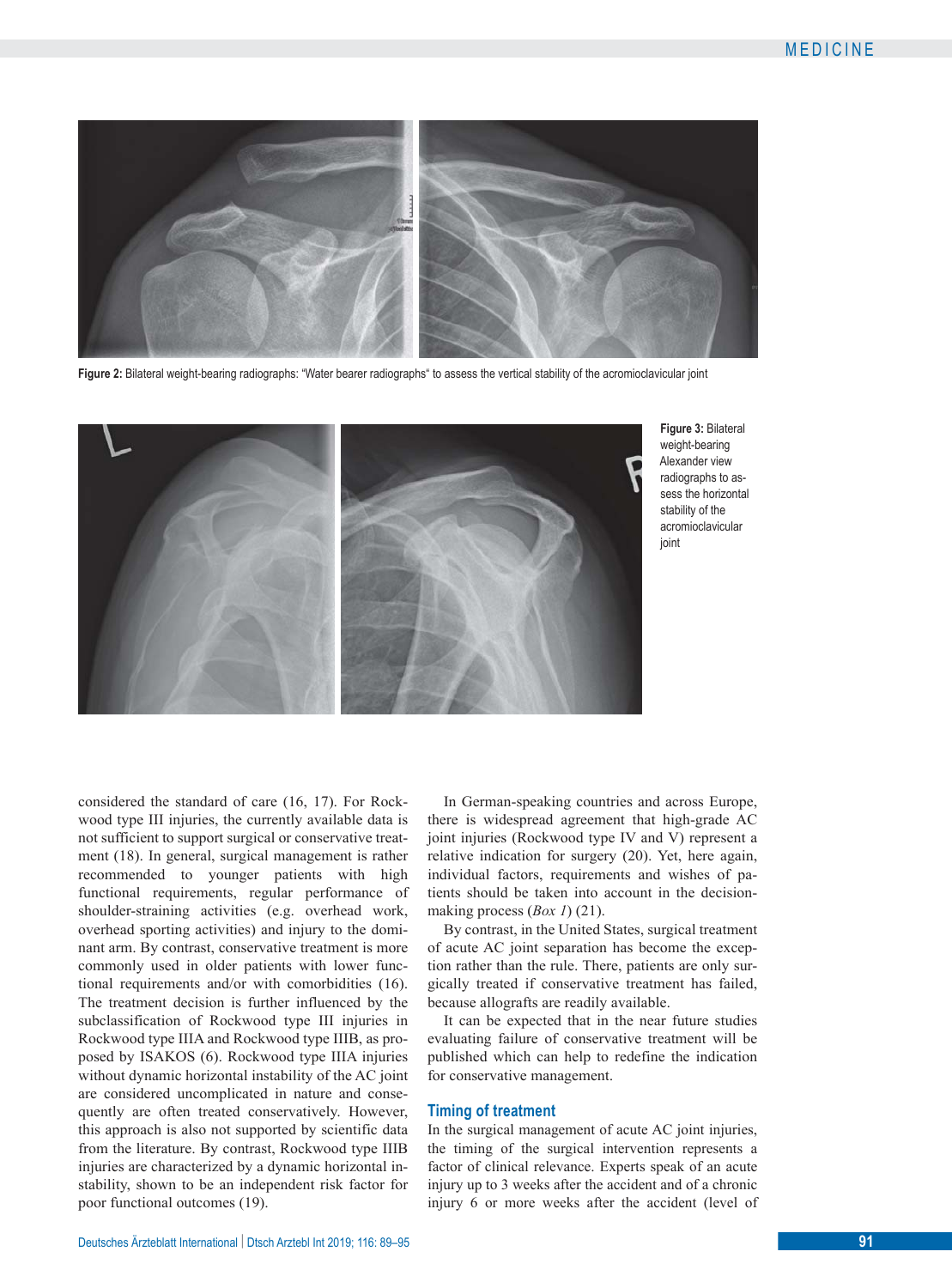Figure 2: Bilateral weight-bearing radiographs: "Water bearer radiographs" to assess the vertical stability of the acromioclavicular joint

**Figure 3:** Bilateral weight-bearing Alexander view radiographs to assess the horizontal stability of the acromioclavicular joint

considered the standard of care (16, 17). For Rockwood type III injuries, the currently available data is not sufficient to support surgical or conservative treatment (18). In general, surgical management is rather recommended to younger patients with high functional requirements, regular performance of shoulder-straining activities (e.g. overhead work, overhead sporting activities) and injury to the dominant arm. By contrast, conservative treatment is more commonly used in older patients with lower functional requirements and/or with comorbidities (16). The treatment decision is further influenced by the subclassification of Rockwood type III injuries in Rockwood type IIIA and Rockwood type IIIB, as proposed by ISAKOS (6). Rockwood type IIIA injuries without dynamic horizontal instability of the AC joint are considered uncomplicated in nature and consequently are often treated conservatively. However, this approach is also not supported by scientific data from the literature. By contrast, Rockwood type IIIB injuries are characterized by a dynamic horizontal instability, shown to be an independent risk factor for poor functional outcomes (19).

In German-speaking countries and across Europe, there is widespread agreement that high-grade AC joint injuries (Rockwood type IV and V) represent a relative indication for surgery (20). Yet, here again, individual factors, requirements and wishes of patients should be taken into account in the decision-making process (*Box 1*) (21).

By contrast, in the United States, surgical treatment of acute AC joint separation has become the exception rather than the rule. There, patients are only surgically treated if conservative treatment has failed, because allografts are readily available.

It can be expected that in the near future studies evaluating failure of conservative treatment will be published which can help to redefine the indication for conservative management.

## Timing of treatment

In the surgical management of acute AC joint injuries, the timing of the surgical intervention represents a factor of clinical relevance. Experts speak of an acute injury up to 3 weeks after the accident and of a chronic injury 6 or more weeks after the accident (level of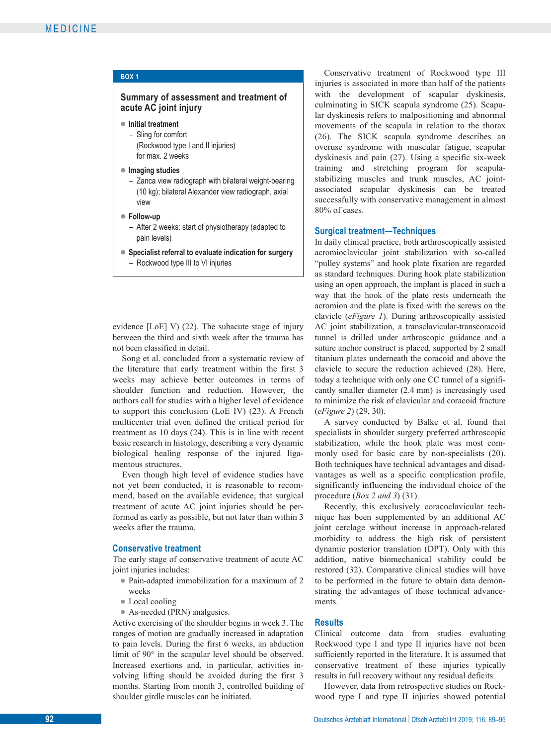**BOX 1**

**Summary of assessment and treatment of acute AC joint injury**

- **Initial treatment**
  - Sling for comfort (Rockwood type I and II injuries) for max. 2 weeks
- **Imaging studies**
  - Zanca view radiograph with bilateral weight-bearing (10 kg); bilateral Alexander view radiograph, axial view
- **Follow-up**
  - After 2 weeks: start of physiotherapy (adapted to pain levels)
- **Specialist referral to evaluate indication for surgery**
  - Rockwood type III to VI injuries

evidence [LoE] V) (22). The subacute stage of injury between the third and sixth week after the trauma has not been classified in detail.

Song et al. concluded from a systematic review of the literature that early treatment within the first 3 weeks may achieve better outcomes in terms of shoulder function and reduction. However, the authors call for studies with a higher level of evidence to support this conclusion (LoE IV) (23). A French multicenter trial even defined the critical period for treatment as 10 days (24). This is in line with recent basic research in histology, describing a very dynamic biological healing response of the injured ligamentous structures.

Even though high level of evidence studies have not yet been conducted, it is reasonable to recommend, based on the available evidence, that surgical treatment of acute AC joint injuries should be performed as early as possible, but not later than within 3 weeks after the trauma.

## Conservative treatment

The early stage of conservative treatment of acute AC joint injuries includes:

- Pain-adapted immobilization for a maximum of 2 weeks
- Local cooling
- As-needed (PRN) analgesics.

Active exercising of the shoulder begins in week 3. The ranges of motion are gradually increased in adaptation to pain levels. During the first 6 weeks, an abduction limit of 90° in the scapular level should be observed. Increased exertions and, in particular, activities involving lifting should be avoided during the first 3 months. Starting from month 3, controlled building of shoulder girdle muscles can be initiated.

Conservative treatment of Rockwood type III injuries is associated in more than half of the patients with the development of scapular dyskinesis, culminating in SICK scapula syndrome (25). Scapular dyskinesis refers to malpositioning and abnormal movements of the scapula in relation to the thorax (26). The SICK scapula syndrome describes an overuse syndrome with muscular fatigue, scapular dyskinesis and pain (27). Using a specific six-week training and stretching program for scapula-stabilizing muscles and trunk muscles, AC joint-associated scapular dyskinesis can be treated successfully with conservative management in almost 80% of cases.

## Surgical treatment—Techniques

In daily clinical practice, both arthroscopically assisted acromioclavicular joint stabilization with so-called "pulley systems" and hook plate fixation are regarded as standard techniques. During hook plate stabilization using an open approach, the implant is placed in such a way that the hook of the plate rests underneath the acromion and the plate is fixed with the screws on the clavicle (*eFigure 1*). During arthroscopically assisted AC joint stabilization, a transclavicular-transcoracoid tunnel is drilled under arthroscopic guidance and a suture anchor construct is placed, supported by 2 small titanium plates underneath the coracoid and above the clavicle to secure the reduction achieved (28). Here, today a technique with only one CC tunnel of a significantly smaller diameter (2.4 mm) is increasingly used to minimize the risk of clavicular and coracoid fracture (*eFigure 2*) (29, 30).

A survey conducted by Balke et al. found that specialists in shoulder surgery preferred arthroscopic stabilization, while the hook plate was most commonly used for basic care by non-specialists (20). Both techniques have technical advantages and disadvantages as well as a specific complication profile, significantly influencing the individual choice of the procedure (*Box 2 and 3*) (31).

Recently, this exclusively coracoclavicular technique has been supplemented by an additional AC joint cerclage without increase in approach-related morbidity to address the high risk of persistent dynamic posterior translation (DPT). Only with this addition, native biomechanical stability could be restored (32). Comparative clinical studies will have to be performed in the future to obtain data demonstrating the advantages of these technical advancements.

## Results

Clinical outcome data from studies evaluating Rockwood type I and type II injuries have not been sufficiently reported in the literature. It is assumed that conservative treatment of these injuries typically results in full recovery without any residual deficits.

However, data from retrospective studies on Rockwood type I and type II injuries showed potential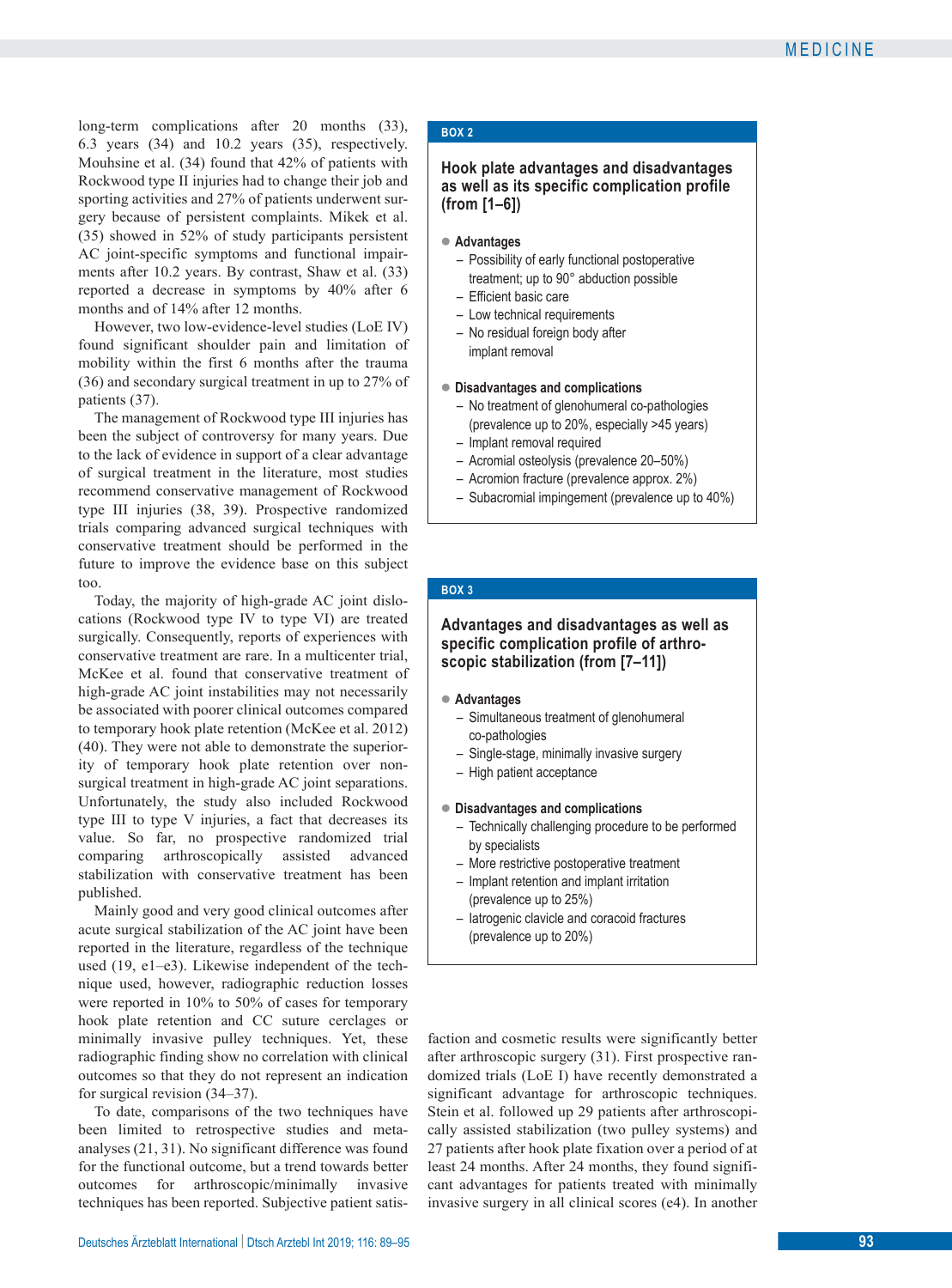long-term complications after 20 months (33), 6.3 years (34) and 10.2 years (35), respectively. Mouhsine et al. (34) found that 42% of patients with Rockwood type II injuries had to change their job and sporting activities and 27% of patients underwent surgery because of persistent complaints. Mikek et al. (35) showed in 52% of study participants persistent AC joint-specific symptoms and functional impairments after 10.2 years. By contrast, Shaw et al. (33) reported a decrease in symptoms by 40% after 6 months and of 14% after 12 months.

However, two low-evidence-level studies (LoE IV) found significant shoulder pain and limitation of mobility within the first 6 months after the trauma (36) and secondary surgical treatment in up to 27% of patients (37).

The management of Rockwood type III injuries has been the subject of controversy for many years. Due to the lack of evidence in support of a clear advantage of surgical treatment in the literature, most studies recommend conservative management of Rockwood type III injuries (38, 39). Prospective randomized trials comparing advanced surgical techniques with conservative treatment should be performed in the future to improve the evidence base on this subject too.

Today, the majority of high-grade AC joint dislocations (Rockwood type IV to type VI) are treated surgically. Consequently, reports of experiences with conservative treatment are rare. In a multicenter trial, McKee et al. found that conservative treatment of high-grade AC joint instabilities may not necessarily be associated with poorer clinical outcomes compared to temporary hook plate retention (McKee et al. 2012) (40). They were not able to demonstrate the superiority of temporary hook plate retention over nonsurgical treatment in high-grade AC joint separations. Unfortunately, the study also included Rockwood type III to type V injuries, a fact that decreases its value. So far, no prospective randomized trial comparing arthroscopically assisted advanced stabilization with conservative treatment has been published.

Mainly good and very good clinical outcomes after acute surgical stabilization of the AC joint have been reported in the literature, regardless of the technique used (19, e1–e3). Likewise independent of the technique used, however, radiographic reduction losses were reported in 10% to 50% of cases for temporary hook plate retention and CC suture cerclages or minimally invasive pulley techniques. Yet, these radiographic finding show no correlation with clinical outcomes so that they do not represent an indication for surgical revision (34–37).

To date, comparisons of the two techniques have been limited to retrospective studies and meta-analyses (21, 31). No significant difference was found for the functional outcome, but a trend towards better outcomes for arthroscopic/minimally invasive techniques has been reported. Subjective patient satisfaction and cosmetic results were significantly better after arthroscopic surgery (31). First prospective randomized trials (LoE I) have recently demonstrated a significant advantage for arthroscopic techniques. Stein et al. followed up 29 patients after arthroscopically assisted stabilization (two pulley systems) and 27 patients after hook plate fixation over a period of at least 24 months. After 24 months, they found significant advantages for patients treated with minimally invasive surgery in all clinical scores (e4). In another

---

**BOX 2**

### Hook plate advantages and disadvantages as well as its specific complication profile (from [1–6])

- **Advantages**
  - Possibility of early functional postoperative treatment; up to 90° abduction possible
  - Efficient basic care
  - Low technical requirements
  - No residual foreign body after implant removal
- **Disadvantages and complications**
  - No treatment of glenohumeral co-pathologies (prevalence up to 20%, especially >45 years)
  - Implant removal required
  - Acromial osteolysis (prevalence 20–50%)
  - Acromion fracture (prevalence approx. 2%)
  - Subacromial impingement (prevalence up to 40%)

---

**BOX 3**

### Advantages and disadvantages as well as specific complication profile of arthroscopic stabilization (from [7–11])

- **Advantages**
  - Simultaneous treatment of glenohumeral co-pathologies
  - Single-stage, minimally invasive surgery
  - High patient acceptance
- **Disadvantages and complications**
  - Technically challenging procedure to be performed by specialists
  - More restrictive postoperative treatment
  - Implant retention and implant irritation (prevalence up to 25%)
  - Iatrogenic clavicle and coracoid fractures (prevalence up to 20%)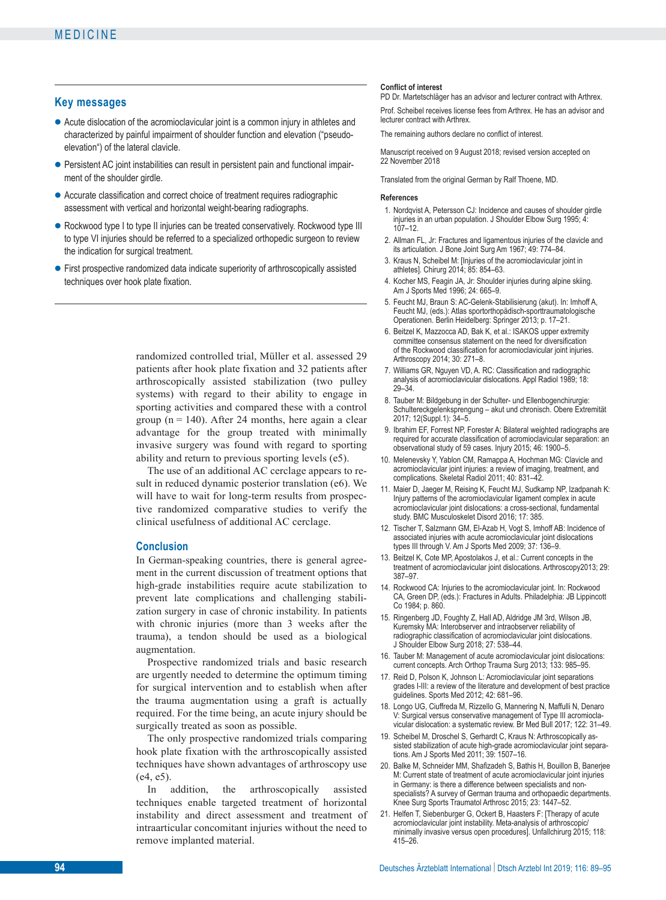## Key messages

- Acute dislocation of the acromioclavicular joint is a common injury in athletes and characterized by painful impairment of shoulder function and elevation ("pseudo-elevation") of the lateral clavicle.
- Persistent AC joint instabilities can result in persistent pain and functional impairment of the shoulder girdle.
- Accurate classification and correct choice of treatment requires radiographic assessment with vertical and horizontal weight-bearing radiographs.
- Rockwood type I to type II injuries can be treated conservatively. Rockwood type III to type VI injuries should be referred to a specialized orthopedic surgeon to review the indication for surgical treatment.
- First prospective randomized data indicate superiority of arthroscopically assisted techniques over hook plate fixation.

randomized controlled trial, Müller et al. assessed 29 patients after hook plate fixation and 32 patients after arthroscopically assisted stabilization (two pulley systems) with regard to their ability to engage in sporting activities and compared these with a control group (n = 140). After 24 months, here again a clear advantage for the group treated with minimally invasive surgery was found with regard to sporting ability and return to previous sporting levels (e5).

The use of an additional AC cerclage appears to result in reduced dynamic posterior translation (e6). We will have to wait for long-term results from prospective randomized comparative studies to verify the clinical usefulness of additional AC cerclage.

## Conclusion

In German-speaking countries, there is general agreement in the current discussion of treatment options that high-grade instabilities require acute stabilization to prevent late complications and challenging stabilization surgery in case of chronic instability. In patients with chronic injuries (more than 3 weeks after the trauma), a tendon should be used as a biological augmentation.

Prospective randomized trials and basic research are urgently needed to determine the optimum timing for surgical intervention and to establish when after the trauma augmentation using a graft is actually required. For the time being, an acute injury should be surgically treated as soon as possible.

The only prospective randomized trials comparing hook plate fixation with the arthroscopically assisted techniques have shown advantages of arthroscopy use (e4, e5).

In addition, the arthroscopically assisted techniques enable targeted treatment of horizontal instability and direct assessment and treatment of intraarticular concomitant injuries without the need to remove implanted material.

**Conflict of interest**

PD Dr. Martetschläger has an advisor and lecturer contract with Arthrex.

Prof. Scheibel receives license fees from Arthrex. He has an advisor and lecturer contract with Arthrex.

The remaining authors declare no conflict of interest.

Manuscript received on 9 August 2018; revised version accepted on 22 November 2018

Translated from the original German by Ralf Thoene, MD.

**References**

1. Nordqvist A, Petersson CJ: Incidence and causes of shoulder girdle injuries in an urban population. J Shoulder Elbow Surg 1995; 4: 107–12.
2. Allman FL, Jr: Fractures and ligamentous injuries of the clavicle and its articulation. J Bone Joint Surg Am 1967; 49: 774–84.
3. Kraus N, Scheibel M: [Injuries of the acromioclavicular joint in athletes]. Chirurg 2014; 85: 854–63.
4. Kocher MS, Feagin JA, Jr: Shoulder injuries during alpine skiing. Am J Sports Med 1996; 24: 665–9.
5. Feucht MJ, Braun S: AC-Gelenk-Stabilisierung (akut). In: Imhoff A, Feucht MJ, (eds.): Atlas sportorthopädisch-sporttraumatologische Operationen. Berlin Heidelberg: Springer 2013; p. 17–21.
6. Beitzel K, Mazzocca AD, Bak K, et al.: ISAKOS upper extremity committee consensus statement on the need for diversification of the Rockwood classification for acromioclavicular joint injuries. Arthroscopy 2014; 30: 271–8.
7. Williams GR, Nguyen VD, A. RC: Classification and radiographic analysis of acromioclavicular dislocations. Appl Radiol 1989; 18: 29–34.
8. Tauber M: Bildgebung in der Schulter- und Ellenbogenchirurgie: Schultereckgelenksprengung – akut und chronisch. Obere Extremität 2017; 12(Suppl.1): 34–5.
9. Ibrahim EF, Forrest NP, Forester A: Bilateral weighted radiographs are required for accurate classification of acromioclavicular separation: an observational study of 59 cases. Injury 2015; 46: 1900–5.
10. Melenevsky Y, Yablon CM, Ramappa A, Hochman MG: Clavicle and acromioclavicular joint injuries: a review of imaging, treatment, and complications. Skeletal Radiol 2011; 40: 831–42.
11. Maier D, Jaeger M, Reising K, Feucht MJ, Sudkamp NP, Izadpanah K: Injury patterns of the acromioclavicular ligament complex in acute acromioclavicular joint dislocations: a cross-sectional, fundamental study. BMC Musculoskelet Disord 2016; 17: 385.
12. Tischer T, Salzmann GM, El-Azab H, Vogt S, Imhoff AB: Incidence of associated injuries with acute acromioclavicular joint dislocations types III through V. Am J Sports Med 2009; 37: 136–9.
13. Beitzel K, Cote MP, Apostolakos J, et al.: Current concepts in the treatment of acromioclavicular joint dislocations. Arthroscopy2013; 29: 387–97.
14. Rockwood CA: Injuries to the acromioclavicular joint. In: Rockwood CA, Green DP, (eds.): Fractures in Adults. Philadelphia: JB Lippincott Co 1984; p. 860.
15. Ringenberg JD, Foughty Z, Hall AD, Aldridge JM 3rd, Wilson JB, Kuremsky MA: Interobserver and intraobserver reliability of radiographic classification of acromioclavicular joint dislocations. J Shoulder Elbow Surg 2018; 27: 538–44.
16. Tauber M: Management of acute acromioclavicular joint dislocations: current concepts. Arch Orthop Trauma Surg 2013; 133: 985–95.
17. Reid D, Polson K, Johnson L: Acromioclavicular joint separations grades I-III: a review of the literature and development of best practice guidelines. Sports Med 2012; 42: 681–96.
18. Longo UG, Ciuffreda M, Rizzello G, Mannering N, Maffulli N, Denaro V: Surgical versus conservative management of Type III acromioclavicular dislocation: a systematic review. Br Med Bull 2017; 122: 31–49.
19. Scheibel M, Droschel S, Gerhardt C, Kraus N: Arthroscopically assisted stabilization of acute high-grade acromioclavicular joint separations. Am J Sports Med 2011; 39: 1507–16.
20. Balke M, Schneider MM, Shafizadeh S, Bathis H, Bouillon B, Banerjee M: Current state of treatment of acute acromioclavicular joint injuries in Germany: is there a difference between specialists and non-specialists? A survey of German trauma and orthopaedic departments. Knee Surg Sports Traumatol Arthrosc 2015; 23: 1447–52.
21. Helfen T, Siebenburger G, Ockert B, Haasters F: [Therapy of acute acromioclavicular joint instability. Meta-analysis of arthroscopic/minimally invasive versus open procedures]. Unfallchirurg 2015; 118: 415–26.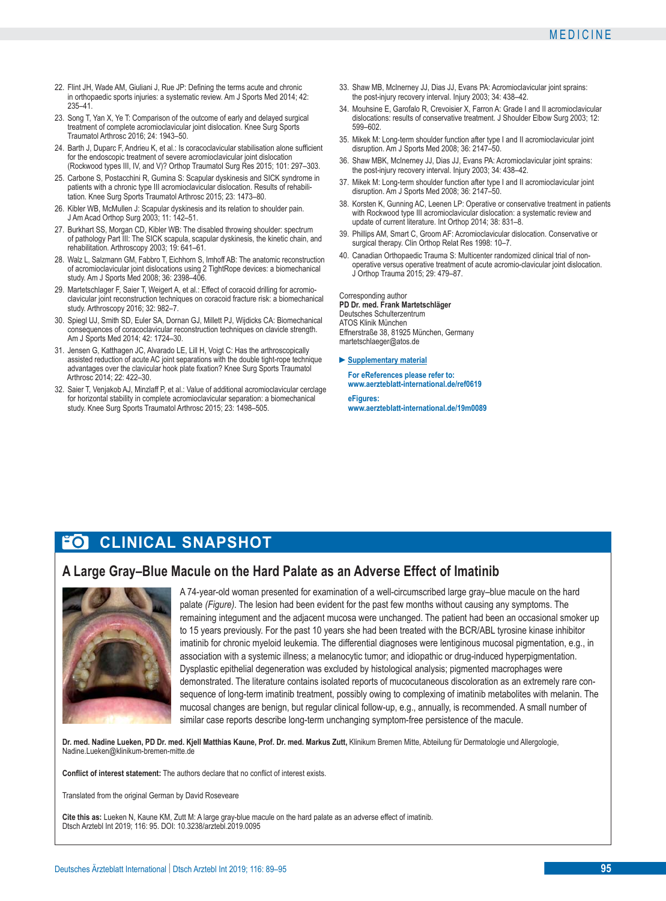22. Flint JH, Wade AM, Giuliani J, Rue JP: Defining the terms acute and chronic in orthopaedic sports injuries: a systematic review. Am J Sports Med 2014; 42: 235–41.
23. Song T, Yan X, Ye T: Comparison of the outcome of early and delayed surgical treatment of complete acromioclavicular joint dislocation. Knee Surg Sports Traumatol Arthrosc 2016; 24: 1943–50.
24. Barth J, Duparc F, Andrieu K, et al.: Is coracoclavicular stabilisation alone sufficient for the endoscopic treatment of severe acromioclavicular joint dislocation (Rockwood types III, IV, and V)? Orthop Traumatol Surg Res 2015; 101: 297–303.
25. Carbone S, Postacchini R, Gumina S: Scapular dyskinesis and SICK syndrome in patients with a chronic type III acromioclavicular dislocation. Results of rehabilitation. Knee Surg Sports Traumatol Arthrosc 2015; 23: 1473–80.
26. Kibler WB, McMullen J: Scapular dyskinesis and its relation to shoulder pain. J Am Acad Orthop Surg 2003; 11: 142–51.
27. Burkhart SS, Morgan CD, Kibler WB: The disabled throwing shoulder: spectrum of pathology Part III: The SICK scapula, scapular dyskinesis, the kinetic chain, and rehabilitation. Arthroscopy 2003; 19: 641–61.
28. Walz L, Salzmann GM, Fabbro T, Eichhorn S, Imhoff AB: The anatomic reconstruction of acromioclavicular joint dislocations using 2 TightRope devices: a biomechanical study. Am J Sports Med 2008; 36: 2398–406.
29. Martetschlager F, Saier T, Weigert A, et al.: Effect of coracoid drilling for acromioclavicular joint reconstruction techniques on coracoid fracture risk: a biomechanical study. Arthroscopy 2016; 32: 982–7.
30. Spiegl UJ, Smith SD, Euler SA, Dornan GJ, Millett PJ, Wijdicks CA: Biomechanical consequences of coracoclavicular reconstruction techniques on clavicle strength. Am J Sports Med 2014; 42: 1724–30.
31. Jensen G, Katthagen JC, Alvarado LE, Lill H, Voigt C: Has the arthroscopically assisted reduction of acute AC joint separations with the double tight-rope technique advantages over the clavicular hook plate fixation? Knee Surg Sports Traumatol Arthrosc 2014; 22: 422–30.
32. Saier T, Venjakob AJ, Minzlaff P, et al.: Value of additional acromioclavicular cerclage for horizontal stability in complete acromioclavicular separation: a biomechanical study. Knee Surg Sports Traumatol Arthrosc 2015; 23: 1498–505.
33. Shaw MB, McInerney JJ, Dias JJ, Evans PA: Acromioclavicular joint sprains: the post-injury recovery interval. Injury 2003; 34: 438–42.
34. Mouhsine E, Garofalo R, Crevoisier X, Farron A: Grade I and II acromioclavicular dislocations: results of conservative treatment. J Shoulder Elbow Surg 2003; 12: 599–602.
35. Mikek M: Long-term shoulder function after type I and II acromioclavicular joint disruption. Am J Sports Med 2008; 36: 2147–50.
36. Shaw MBK, McInerney JJ, Dias JJ, Evans PA: Acromioclavicular joint sprains: the post-injury recovery interval. Injury 2003; 34: 438–42.
37. Mikek M: Long-term shoulder function after type I and II acromioclavicular joint disruption. Am J Sports Med 2008; 36: 2147–50.
38. Korsten K, Gunning AC, Leenen LP: Operative or conservative treatment in patients with Rockwood type III acromioclavicular dislocation: a systematic review and update of current literature. Int Orthop 2014; 38: 831–8.
39. Phillips AM, Smart C, Groom AF: Acromioclavicular dislocation. Conservative or surgical therapy. Clin Orthop Relat Res 1998: 10–7.
40. Canadian Orthopaedic Trauma S: Multicenter randomized clinical trial of non-operative versus operative treatment of acute acromio-clavicular joint dislocation. J Orthop Trauma 2015; 29: 479–87.

Corresponding author
**PD Dr. med. Frank Martetschläger**
Deutsches Schulterzentrum
ATOS Klinik München
Effnerstraße 38, 81925 München, Germany
martetschlaeger@atos.de

► **Supplementary material**

**For eReferences please refer to:**
**www.aerzteblatt-international.de/ref0619**

**eFigures:**
**www.aerzteblatt-international.de/19m0089**

## CLINICAL SNAPSHOT

### A Large Gray–Blue Macule on the Hard Palate as an Adverse Effect of Imatinib

A 74-year-old woman presented for examination of a well-circumscribed large gray–blue macule on the hard palate *(Figure)*. The lesion had been evident for the past few months without causing any symptoms. The remaining integument and the adjacent mucosa were unchanged. The patient had been an occasional smoker up to 15 years previously. For the past 10 years she had been treated with the BCR/ABL tyrosine kinase inhibitor imatinib for chronic myeloid leukemia. The differential diagnoses were lentiginous mucosal pigmentation, e.g., in association with a systemic illness; a melanocytic tumor; and idiopathic or drug-induced hyperpigmentation. Dysplastic epithelial degeneration was excluded by histological analysis; pigmented macrophages were demonstrated. The literature contains isolated reports of mucocutaneous discoloration as an extremely rare consequence of long-term imatinib treatment, possibly owing to complexing of imatinib metabolites with melanin. The mucosal changes are benign, but regular clinical follow-up, e.g., annually, is recommended. A small number of similar case reports describe long-term unchanging symptom-free persistence of the macule.

**Dr. med. Nadine Lueken, PD Dr. med. Kjell Matthias Kaune, Prof. Dr. med. Markus Zutt,** Klinikum Bremen Mitte, Abteilung für Dermatologie und Allergologie, Nadine.Lueken@klinikum-bremen-mitte.de

**Conflict of interest statement:** The authors declare that no conflict of interest exists.

Translated from the original German by David Roseveare

**Cite this as:** Lueken N, Kaune KM, Zutt M: A large gray-blue macule on the hard palate as an adverse effect of imatinib. Dtsch Arztebl Int 2019; 116: 95. DOI: 10.3238/arztebl.2019.0095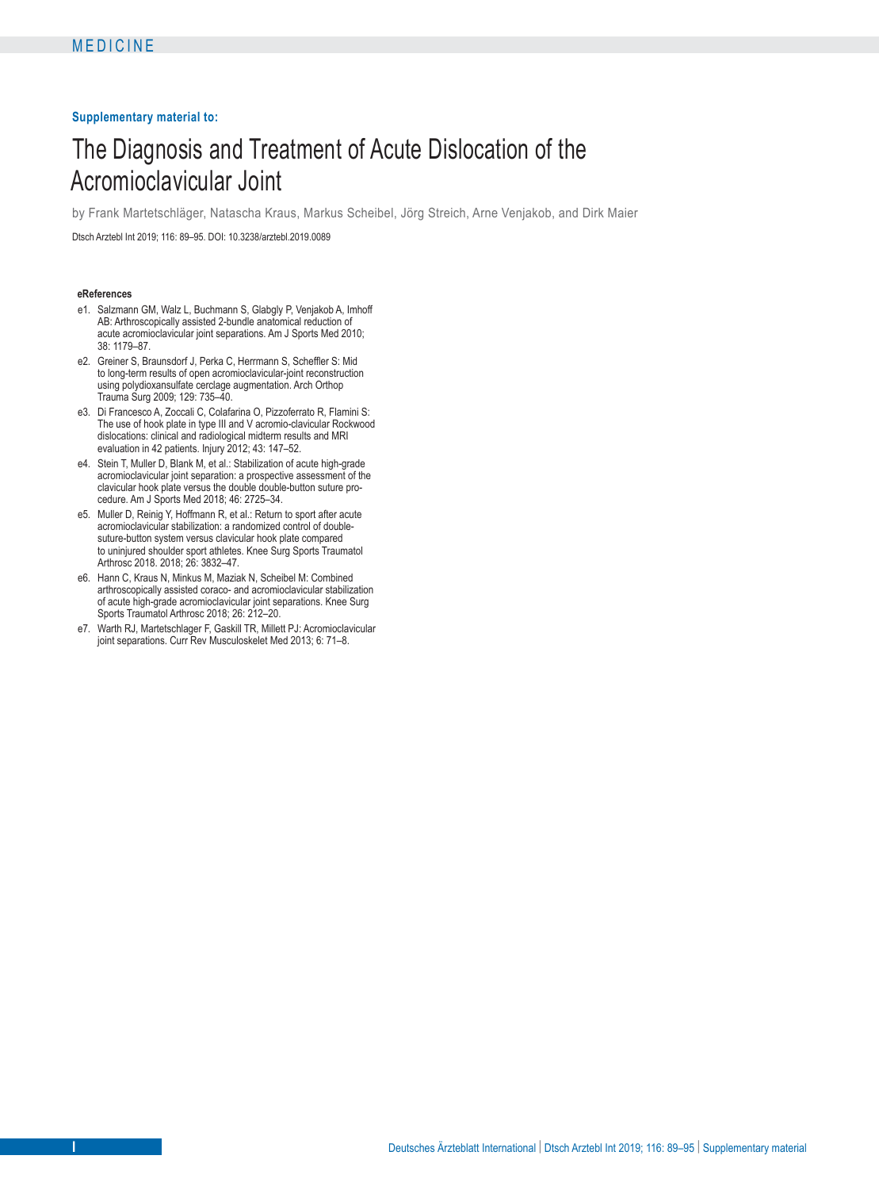**Supplementary material to:**

# The Diagnosis and Treatment of Acute Dislocation of the Acromioclavicular Joint

by Frank Martetschläger, Natascha Kraus, Markus Scheibel, Jörg Streich, Arne Venjakob, and Dirk Maier

Dtsch Arztebl Int 2019; 116: 89–95. DOI: 10.3238/arztebl.2019.0089

**eReferences**

- e1. Salzmann GM, Walz L, Buchmann S, Glabgly P, Venjakob A, Imhoff AB: Arthroscopically assisted 2-bundle anatomical reduction of acute acromioclavicular joint separations. Am J Sports Med 2010; 38: 1179–87.
- e2. Greiner S, Braunsdorf J, Perka C, Herrmann S, Scheffler S: Mid to long-term results of open acromioclavicular-joint reconstruction using polydioxansulfate cerclage augmentation. Arch Orthop Trauma Surg 2009; 129: 735–40.
- e3. Di Francesco A, Zoccali C, Colafarina O, Pizzoferrato R, Flamini S: The use of hook plate in type III and V acromio-clavicular Rockwood dislocations: clinical and radiological midterm results and MRI evaluation in 42 patients. Injury 2012; 43: 147–52.
- e4. Stein T, Muller D, Blank M, et al.: Stabilization of acute high-grade acromioclavicular joint separation: a prospective assessment of the clavicular hook plate versus the double double-button suture procedure. Am J Sports Med 2018; 46: 2725–34.
- e5. Muller D, Reinig Y, Hoffmann R, et al.: Return to sport after acute acromioclavicular stabilization: a randomized control of double-suture-button system versus clavicular hook plate compared to uninjured shoulder sport athletes. Knee Surg Sports Traumatol Arthrosc 2018. 2018; 26: 3832–47.
- e6. Hann C, Kraus N, Minkus M, Maziak N, Scheibel M: Combined arthroscopically assisted coraco- and acromioclavicular stabilization of acute high-grade acromioclavicular joint separations. Knee Surg Sports Traumatol Arthrosc 2018; 26: 212–20.
- e7. Warth RJ, Martetschlager F, Gaskill TR, Millett PJ: Acromioclavicular joint separations. Curr Rev Musculoskelet Med 2013; 6: 71–8.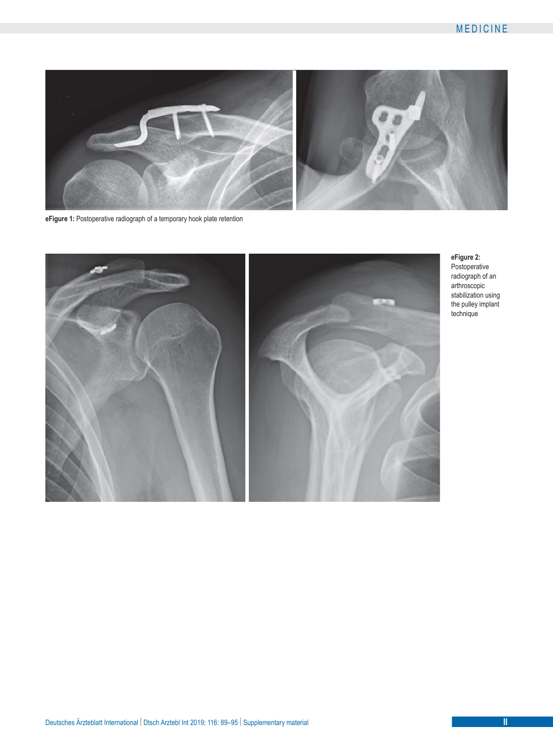**eFigure 1:** Postoperative radiograph of a temporary hook plate retention

**eFigure 2:** Postoperative radiograph of an arthroscopic stabilization using the pulley implant technique